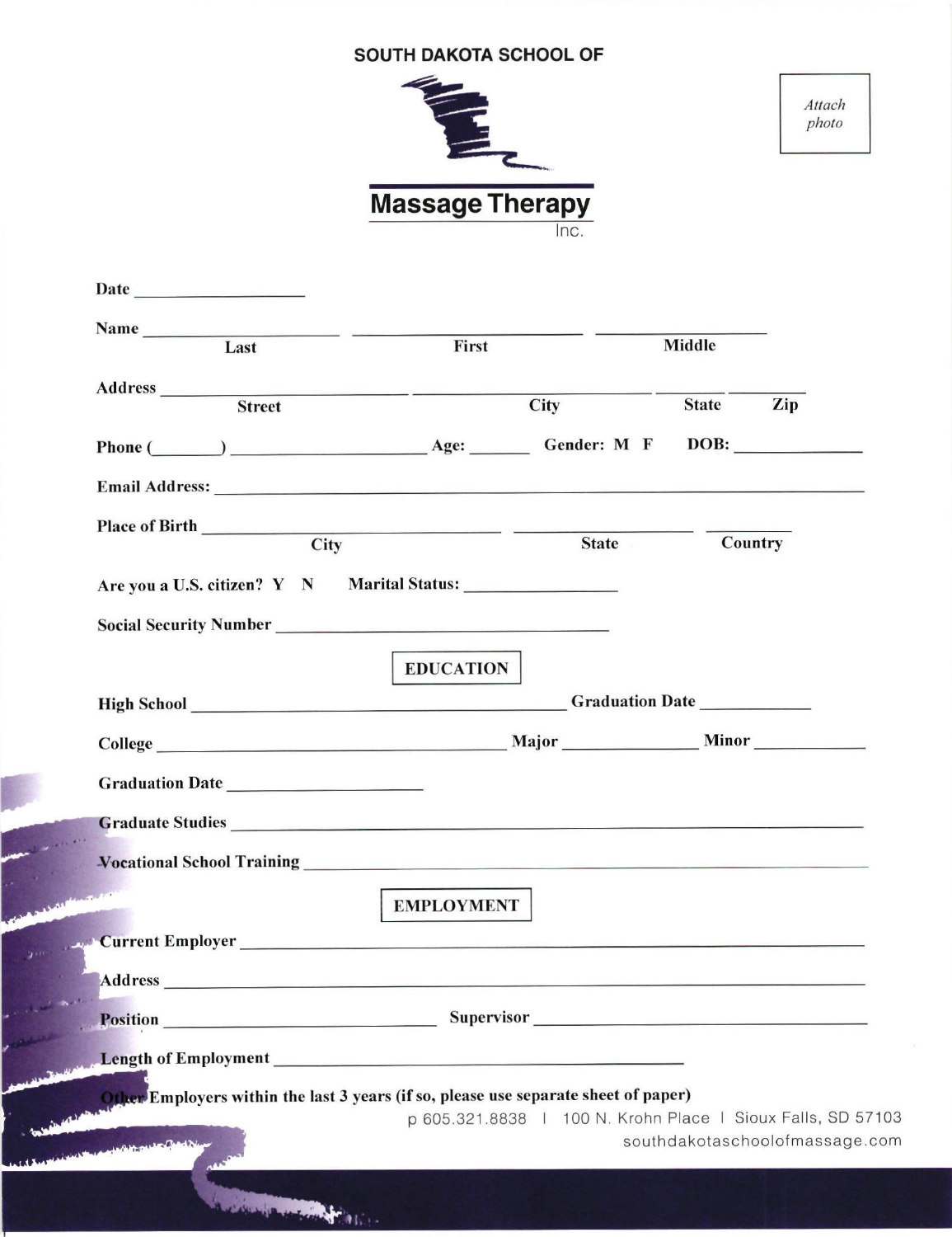**SOUTH DAKOTA SCHOOL OF**

# Massage Therapy
Inc.

*Attach photo*

Date ____________________

Name ________________________ ________________________ ____________________
Last First Middle

Address ____________________________ ____________________________ ________ ________
Street City State Zip

Phone (________) ____________________ Age: _______ Gender: M F DOB: ______________

Email Address: ____________________________________________________________

Place of Birth ____________________________ ____________________ __________
City State Country

Are you a U.S. citizen? Y N Marital Status: __________________

Social Security Number ______________________________________

## EDUCATION

High School __________________________________________ Graduation Date ____________

College ______________________________________ Major _______________ Minor ____________

Graduation Date ______________________

Graduate Studies ____________________________________________________________

Vocational School Training ____________________________________________________________

## EMPLOYMENT

Current Employer ____________________________________________________________

Address ____________________________________________________________

Position ______________________________ Supervisor ______________________________

Length of Employment ______________________________________________

Other Employers within the last 3 years (if so, please use separate sheet of paper)

p 605.321.8838 | 100 N. Krohn Place | Sioux Falls, SD 57103
southdakotaschoolofmassage.com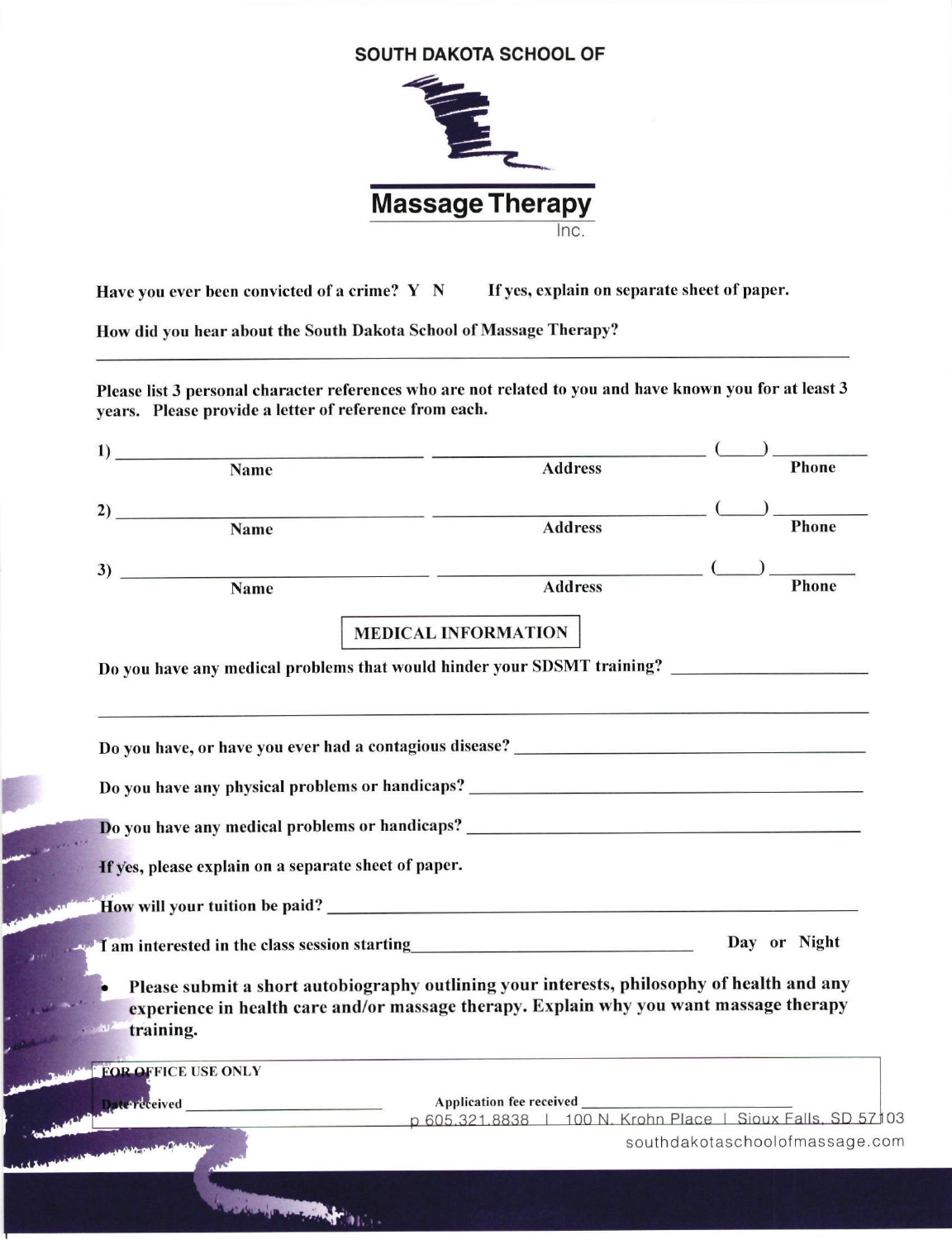SOUTH DAKOTA SCHOOL OF

**Massage Therapy**
Inc.

**Have you ever been convicted of a crime? Y N If yes, explain on separate sheet of paper.**

**How did you hear about the South Dakota School of Massage Therapy?**

_______________________________________________

**Please list 3 personal character references who are not related to you and have known you for at least 3 years. Please provide a letter of reference from each.**

1) ______________ ______________ (____) ________
Name Address Phone

2) ______________ ______________ (____) ________
Name Address Phone

3) ______________ ______________ (____) ________
Name Address Phone

## MEDICAL INFORMATION

**Do you have any medical problems that would hinder your SDSMT training?** ______________

_______________________________________________

**Do you have, or have you ever had a contagious disease?** ______________

**Do you have any physical problems or handicaps?** ______________

**Do you have any medical problems or handicaps?** ______________

**If yes, please explain on a separate sheet of paper.**

**How will your tuition be paid?** ______________

**I am interested in the class session starting**______________ **Day or Night**

- **Please submit a short autobiography outlining your interests, philosophy of health and any experience in health care and/or massage therapy. Explain why you want massage therapy training.**

FOR OFFICE USE ONLY

Date received ______________ Application fee received ______________

p 605.321.8838 | 100 N. Krohn Place | Sioux Falls, SD 57103
southdakotaschoolofmassage.com